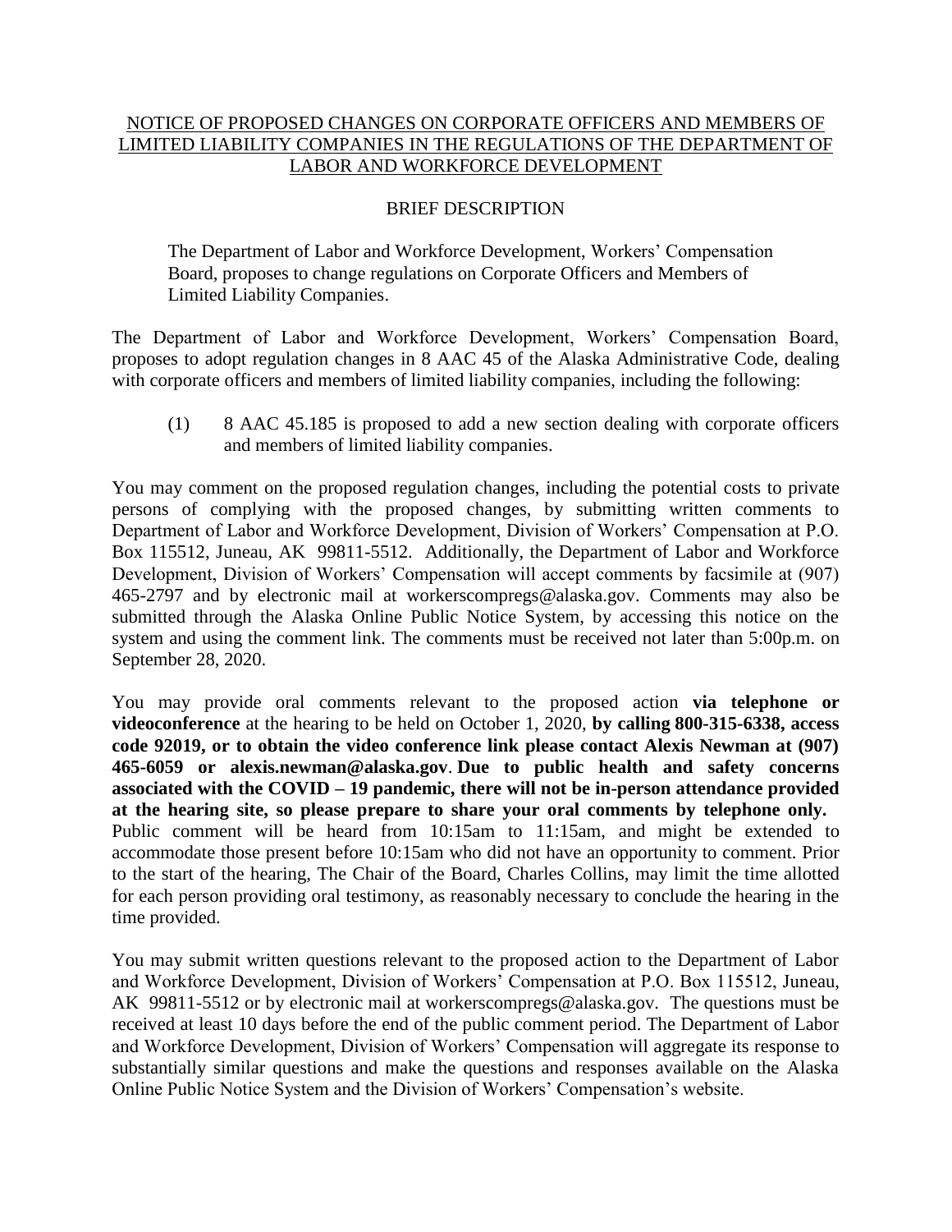# NOTICE OF PROPOSED CHANGES ON CORPORATE OFFICERS AND MEMBERS OF LIMITED LIABILITY COMPANIES IN THE REGULATIONS OF THE DEPARTMENT OF LABOR AND WORKFORCE DEVELOPMENT

## BRIEF DESCRIPTION

The Department of Labor and Workforce Development, Workers' Compensation Board, proposes to change regulations on Corporate Officers and Members of Limited Liability Companies.

The Department of Labor and Workforce Development, Workers' Compensation Board, proposes to adopt regulation changes in 8 AAC 45 of the Alaska Administrative Code, dealing with corporate officers and members of limited liability companies, including the following:

(1) 8 AAC 45.185 is proposed to add a new section dealing with corporate officers and members of limited liability companies.

You may comment on the proposed regulation changes, including the potential costs to private persons of complying with the proposed changes, by submitting written comments to Department of Labor and Workforce Development, Division of Workers' Compensation at P.O. Box 115512, Juneau, AK 99811-5512. Additionally, the Department of Labor and Workforce Development, Division of Workers' Compensation will accept comments by facsimile at (907) 465-2797 and by electronic mail at workerscompregs@alaska.gov. Comments may also be submitted through the Alaska Online Public Notice System, by accessing this notice on the system and using the comment link. The comments must be received not later than 5:00p.m. on September 28, 2020.

You may provide oral comments relevant to the proposed action **via telephone or videoconference** at the hearing to be held on October 1, 2020, **by calling 800-315-6338, access code 92019, or to obtain the video conference link please contact Alexis Newman at (907) 465-6059 or alexis.newman@alaska.gov**. **Due to public health and safety concerns associated with the COVID – 19 pandemic, there will not be in-person attendance provided at the hearing site, so please prepare to share your oral comments by telephone only.** Public comment will be heard from 10:15am to 11:15am, and might be extended to accommodate those present before 10:15am who did not have an opportunity to comment. Prior to the start of the hearing, The Chair of the Board, Charles Collins, may limit the time allotted for each person providing oral testimony, as reasonably necessary to conclude the hearing in the time provided.

You may submit written questions relevant to the proposed action to the Department of Labor and Workforce Development, Division of Workers' Compensation at P.O. Box 115512, Juneau, AK 99811-5512 or by electronic mail at workerscompregs@alaska.gov. The questions must be received at least 10 days before the end of the public comment period. The Department of Labor and Workforce Development, Division of Workers' Compensation will aggregate its response to substantially similar questions and make the questions and responses available on the Alaska Online Public Notice System and the Division of Workers' Compensation's website.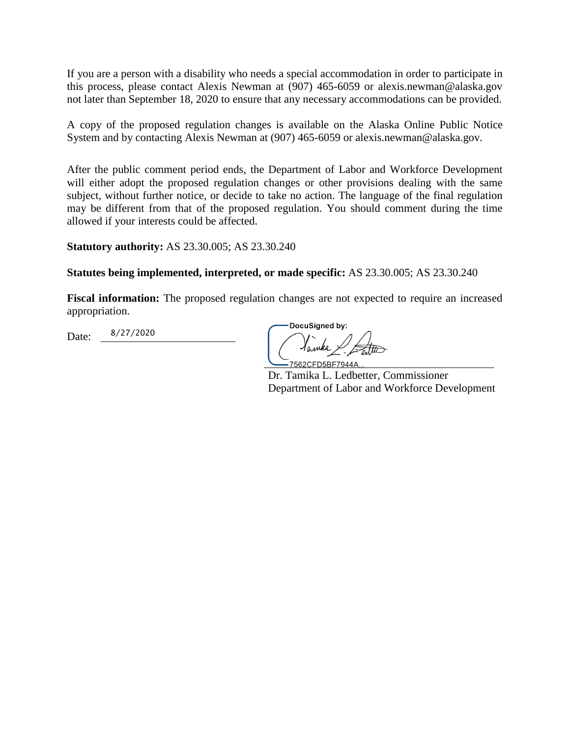If you are a person with a disability who needs a special accommodation in order to participate in this process, please contact Alexis Newman at (907) 465-6059 or alexis.newman@alaska.gov not later than September 18, 2020 to ensure that any necessary accommodations can be provided.

A copy of the proposed regulation changes is available on the Alaska Online Public Notice System and by contacting Alexis Newman at (907) 465-6059 or alexis.newman@alaska.gov.

After the public comment period ends, the Department of Labor and Workforce Development will either adopt the proposed regulation changes or other provisions dealing with the same subject, without further notice, or decide to take no action. The language of the final regulation may be different from that of the proposed regulation. You should comment during the time allowed if your interests could be affected.

**Statutory authority:** AS 23.30.005; AS 23.30.240

**Statutes being implemented, interpreted, or made specific:** AS 23.30.005; AS 23.30.240

**Fiscal information:** The proposed regulation changes are not expected to require an increased appropriation.

Date: 8/27/2020

DocuSigned by:

7562CFD5BF7944A...

Dr. Tamika L. Ledbetter, Commissioner
Department of Labor and Workforce Development